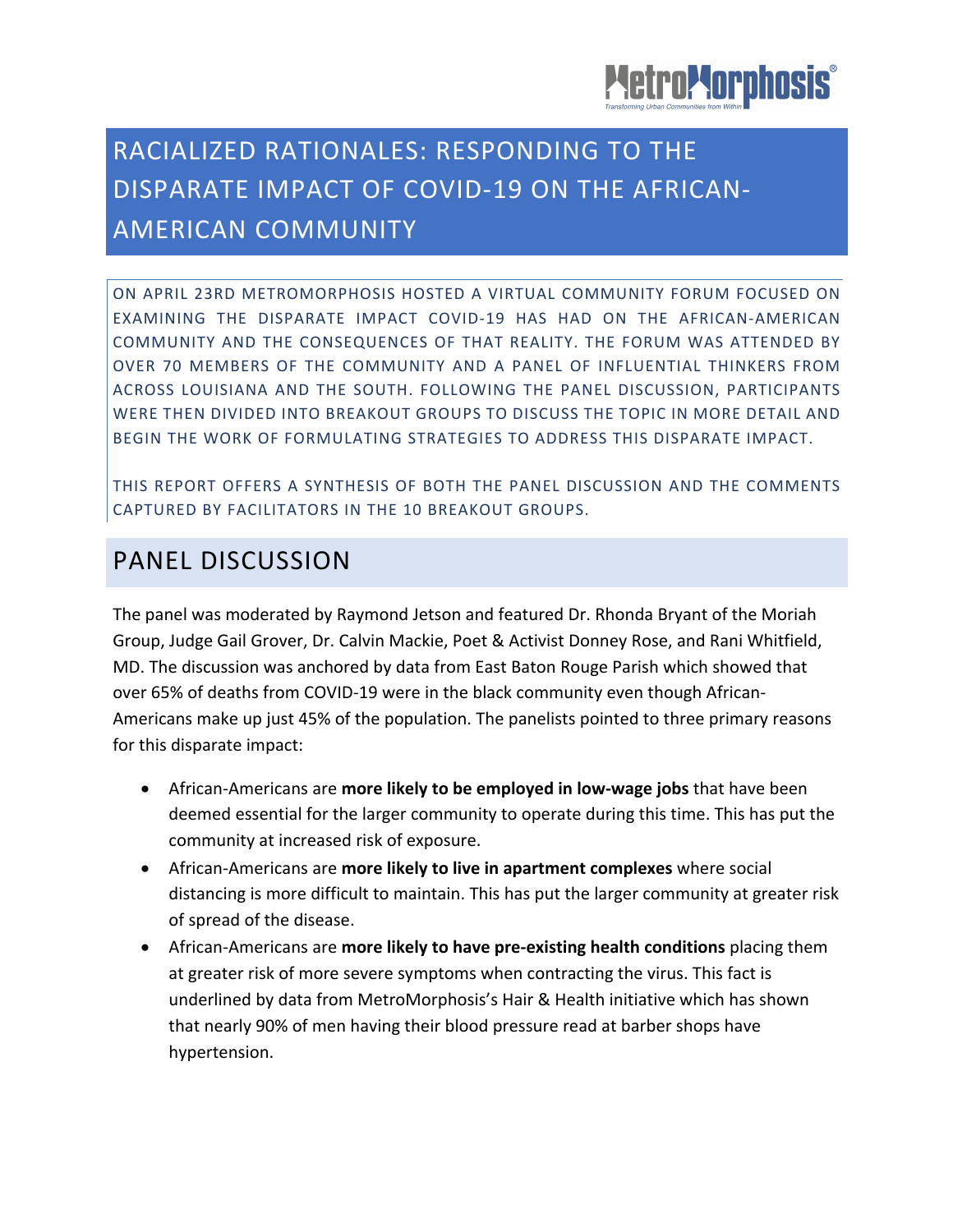MetroMorphosis®
*Transforming Urban Communities from Within*

# RACIALIZED RATIONALES: RESPONDING TO THE DISPARATE IMPACT OF COVID-19 ON THE AFRICAN-AMERICAN COMMUNITY

ON APRIL 23RD METROMORPHOSIS HOSTED A VIRTUAL COMMUNITY FORUM FOCUSED ON EXAMINING THE DISPARATE IMPACT COVID-19 HAS HAD ON THE AFRICAN-AMERICAN COMMUNITY AND THE CONSEQUENCES OF THAT REALITY. THE FORUM WAS ATTENDED BY OVER 70 MEMBERS OF THE COMMUNITY AND A PANEL OF INFLUENTIAL THINKERS FROM ACROSS LOUISIANA AND THE SOUTH. FOLLOWING THE PANEL DISCUSSION, PARTICIPANTS WERE THEN DIVIDED INTO BREAKOUT GROUPS TO DISCUSS THE TOPIC IN MORE DETAIL AND BEGIN THE WORK OF FORMULATING STRATEGIES TO ADDRESS THIS DISPARATE IMPACT.

THIS REPORT OFFERS A SYNTHESIS OF BOTH THE PANEL DISCUSSION AND THE COMMENTS CAPTURED BY FACILITATORS IN THE 10 BREAKOUT GROUPS.

## PANEL DISCUSSION

The panel was moderated by Raymond Jetson and featured Dr. Rhonda Bryant of the Moriah Group, Judge Gail Grover, Dr. Calvin Mackie, Poet & Activist Donney Rose, and Rani Whitfield, MD. The discussion was anchored by data from East Baton Rouge Parish which showed that over 65% of deaths from COVID-19 were in the black community even though African-Americans make up just 45% of the population. The panelists pointed to three primary reasons for this disparate impact:

- African-Americans are **more likely to be employed in low-wage jobs** that have been deemed essential for the larger community to operate during this time. This has put the community at increased risk of exposure.
- African-Americans are **more likely to live in apartment complexes** where social distancing is more difficult to maintain. This has put the larger community at greater risk of spread of the disease.
- African-Americans are **more likely to have pre-existing health conditions** placing them at greater risk of more severe symptoms when contracting the virus. This fact is underlined by data from MetroMorphosis's Hair & Health initiative which has shown that nearly 90% of men having their blood pressure read at barber shops have hypertension.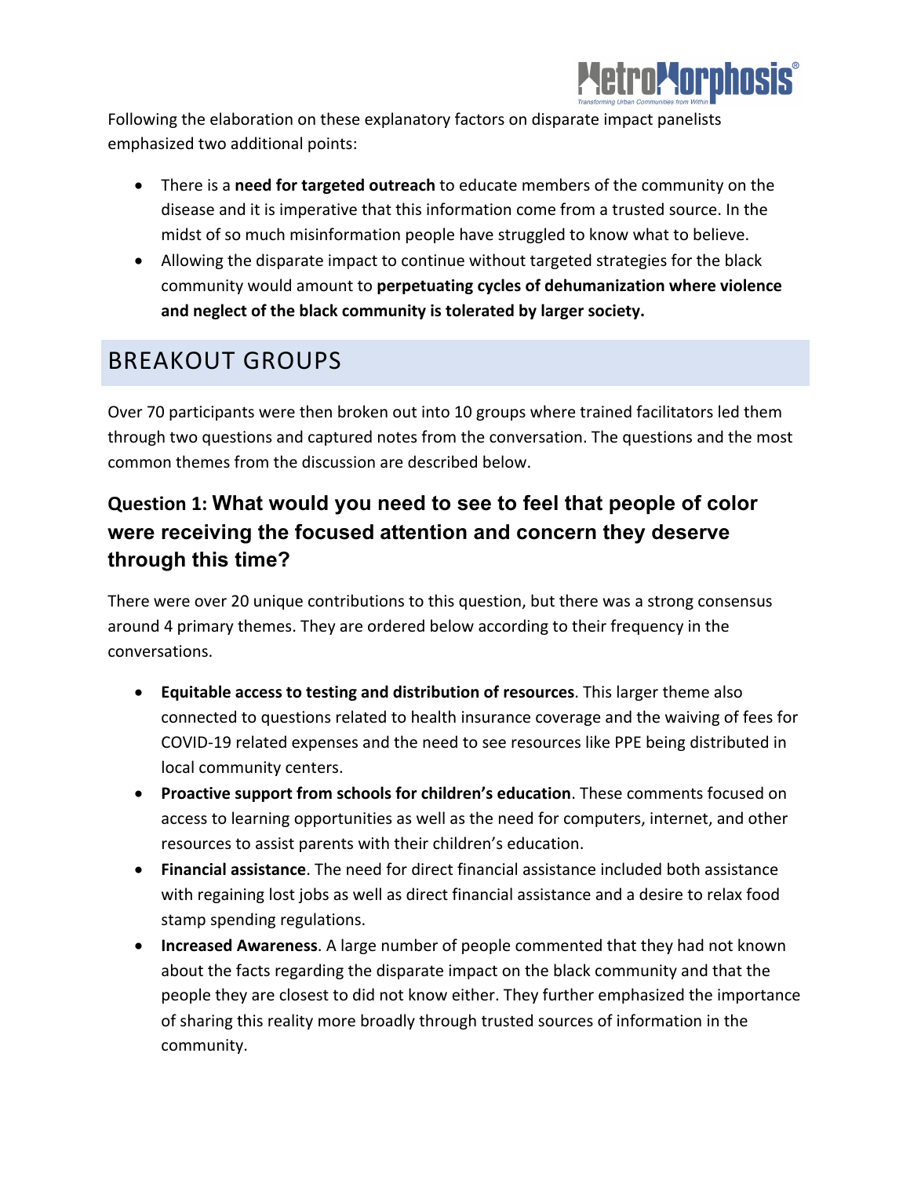Following the elaboration on these explanatory factors on disparate impact panelists emphasized two additional points:

- There is a **need for targeted outreach** to educate members of the community on the disease and it is imperative that this information come from a trusted source. In the midst of so much misinformation people have struggled to know what to believe.
- Allowing the disparate impact to continue without targeted strategies for the black community would amount to **perpetuating cycles of dehumanization where violence and neglect of the black community is tolerated by larger society.**

## BREAKOUT GROUPS

Over 70 participants were then broken out into 10 groups where trained facilitators led them through two questions and captured notes from the conversation. The questions and the most common themes from the discussion are described below.

### Question 1: What would you need to see to feel that people of color were receiving the focused attention and concern they deserve through this time?

There were over 20 unique contributions to this question, but there was a strong consensus around 4 primary themes. They are ordered below according to their frequency in the conversations.

- **Equitable access to testing and distribution of resources**. This larger theme also connected to questions related to health insurance coverage and the waiving of fees for COVID-19 related expenses and the need to see resources like PPE being distributed in local community centers.
- **Proactive support from schools for children's education**. These comments focused on access to learning opportunities as well as the need for computers, internet, and other resources to assist parents with their children's education.
- **Financial assistance**. The need for direct financial assistance included both assistance with regaining lost jobs as well as direct financial assistance and a desire to relax food stamp spending regulations.
- **Increased Awareness**. A large number of people commented that they had not known about the facts regarding the disparate impact on the black community and that the people they are closest to did not know either. They further emphasized the importance of sharing this reality more broadly through trusted sources of information in the community.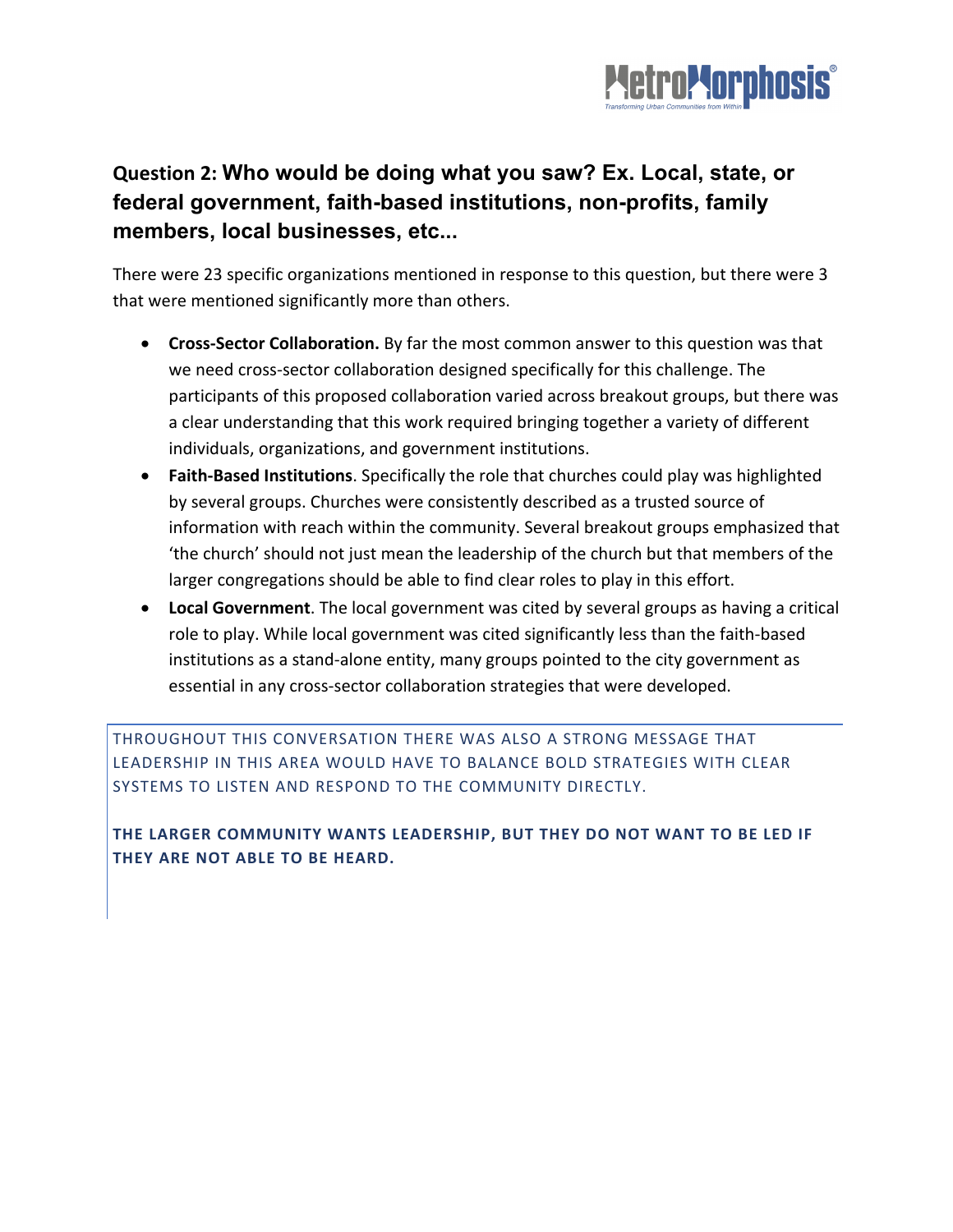## Question 2: Who would be doing what you saw? Ex. Local, state, or federal government, faith-based institutions, non-profits, family members, local businesses, etc...

There were 23 specific organizations mentioned in response to this question, but there were 3 that were mentioned significantly more than others.

- **Cross-Sector Collaboration.** By far the most common answer to this question was that we need cross-sector collaboration designed specifically for this challenge. The participants of this proposed collaboration varied across breakout groups, but there was a clear understanding that this work required bringing together a variety of different individuals, organizations, and government institutions.
- **Faith-Based Institutions**. Specifically the role that churches could play was highlighted by several groups. Churches were consistently described as a trusted source of information with reach within the community. Several breakout groups emphasized that 'the church' should not just mean the leadership of the church but that members of the larger congregations should be able to find clear roles to play in this effort.
- **Local Government**. The local government was cited by several groups as having a critical role to play. While local government was cited significantly less than the faith-based institutions as a stand-alone entity, many groups pointed to the city government as essential in any cross-sector collaboration strategies that were developed.

THROUGHOUT THIS CONVERSATION THERE WAS ALSO A STRONG MESSAGE THAT LEADERSHIP IN THIS AREA WOULD HAVE TO BALANCE BOLD STRATEGIES WITH CLEAR SYSTEMS TO LISTEN AND RESPOND TO THE COMMUNITY DIRECTLY.

**THE LARGER COMMUNITY WANTS LEADERSHIP, BUT THEY DO NOT WANT TO BE LED IF THEY ARE NOT ABLE TO BE HEARD.**